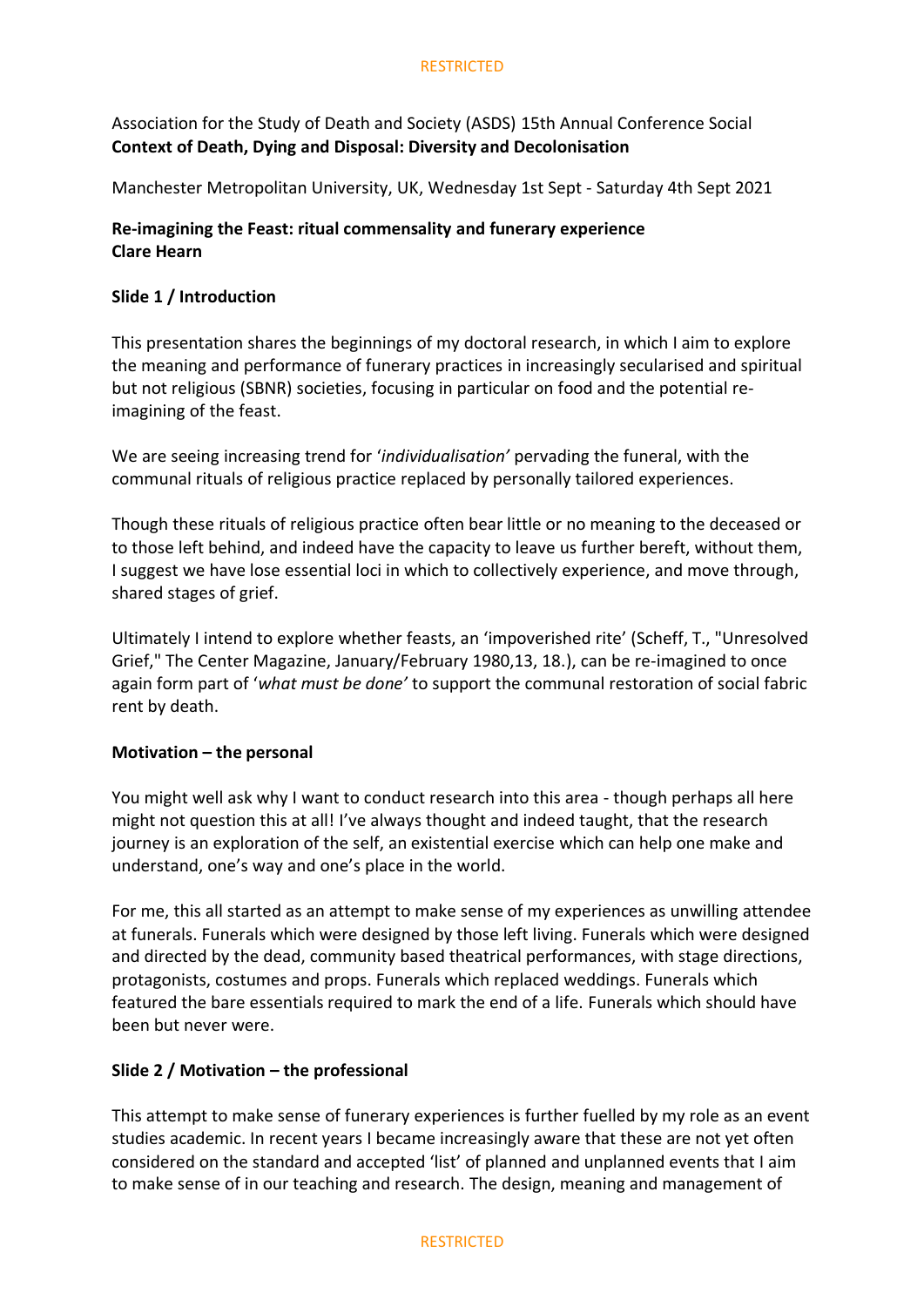Association for the Study of Death and Society (ASDS) 15th Annual Conference Social
**Context of Death, Dying and Disposal: Diversity and Decolonisation**

Manchester Metropolitan University, UK, Wednesday 1st Sept - Saturday 4th Sept 2021

**Re-imagining the Feast: ritual commensality and funerary experience**
**Clare Hearn**

**Slide 1 / Introduction**

This presentation shares the beginnings of my doctoral research, in which I aim to explore the meaning and performance of funerary practices in increasingly secularised and spiritual but not religious (SBNR) societies, focusing in particular on food and the potential re-imagining of the feast.

We are seeing increasing trend for '*individualisation'* pervading the funeral, with the communal rituals of religious practice replaced by personally tailored experiences.

Though these rituals of religious practice often bear little or no meaning to the deceased or to those left behind, and indeed have the capacity to leave us further bereft, without them, I suggest we have lose essential loci in which to collectively experience, and move through, shared stages of grief.

Ultimately I intend to explore whether feasts, an 'impoverished rite' (Scheff, T., "Unresolved Grief," The Center Magazine, January/February 1980,13, 18.), can be re-imagined to once again form part of '*what must be done'* to support the communal restoration of social fabric rent by death.

**Motivation – the personal**

You might well ask why I want to conduct research into this area - though perhaps all here might not question this at all! I've always thought and indeed taught, that the research journey is an exploration of the self, an existential exercise which can help one make and understand, one's way and one's place in the world.

For me, this all started as an attempt to make sense of my experiences as unwilling attendee at funerals. Funerals which were designed by those left living. Funerals which were designed and directed by the dead, community based theatrical performances, with stage directions, protagonists, costumes and props. Funerals which replaced weddings. Funerals which featured the bare essentials required to mark the end of a life. Funerals which should have been but never were.

**Slide 2 / Motivation – the professional**

This attempt to make sense of funerary experiences is further fuelled by my role as an event studies academic. In recent years I became increasingly aware that these are not yet often considered on the standard and accepted 'list' of planned and unplanned events that I aim to make sense of in our teaching and research. The design, meaning and management of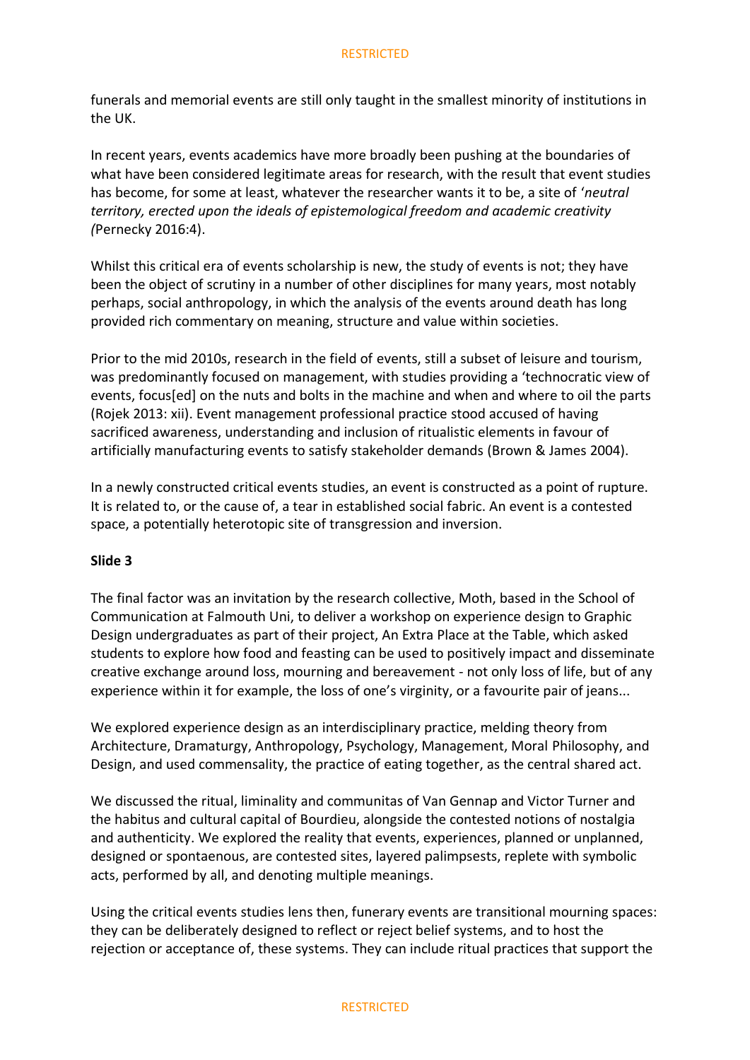funerals and memorial events are still only taught in the smallest minority of institutions in the UK.

In recent years, events academics have more broadly been pushing at the boundaries of what have been considered legitimate areas for research, with the result that event studies has become, for some at least, whatever the researcher wants it to be, a site of '*neutral territory, erected upon the ideals of epistemological freedom and academic creativity (*Pernecky 2016:4).

Whilst this critical era of events scholarship is new, the study of events is not; they have been the object of scrutiny in a number of other disciplines for many years, most notably perhaps, social anthropology, in which the analysis of the events around death has long provided rich commentary on meaning, structure and value within societies.

Prior to the mid 2010s, research in the field of events, still a subset of leisure and tourism, was predominantly focused on management, with studies providing a 'technocratic view of events, focus[ed] on the nuts and bolts in the machine and when and where to oil the parts (Rojek 2013: xii). Event management professional practice stood accused of having sacrificed awareness, understanding and inclusion of ritualistic elements in favour of artificially manufacturing events to satisfy stakeholder demands (Brown & James 2004).

In a newly constructed critical events studies, an event is constructed as a point of rupture. It is related to, or the cause of, a tear in established social fabric. An event is a contested space, a potentially heterotopic site of transgression and inversion.

**Slide 3**

The final factor was an invitation by the research collective, Moth, based in the School of Communication at Falmouth Uni, to deliver a workshop on experience design to Graphic Design undergraduates as part of their project, An Extra Place at the Table, which asked students to explore how food and feasting can be used to positively impact and disseminate creative exchange around loss, mourning and bereavement - not only loss of life, but of any experience within it for example, the loss of one's virginity, or a favourite pair of jeans...

We explored experience design as an interdisciplinary practice, melding theory from Architecture, Dramaturgy, Anthropology, Psychology, Management, Moral Philosophy, and Design, and used commensality, the practice of eating together, as the central shared act.

We discussed the ritual, liminality and communitas of Van Gennap and Victor Turner and the habitus and cultural capital of Bourdieu, alongside the contested notions of nostalgia and authenticity. We explored the reality that events, experiences, planned or unplanned, designed or spontaenous, are contested sites, layered palimpsests, replete with symbolic acts, performed by all, and denoting multiple meanings.

Using the critical events studies lens then, funerary events are transitional mourning spaces: they can be deliberately designed to reflect or reject belief systems, and to host the rejection or acceptance of, these systems. They can include ritual practices that support the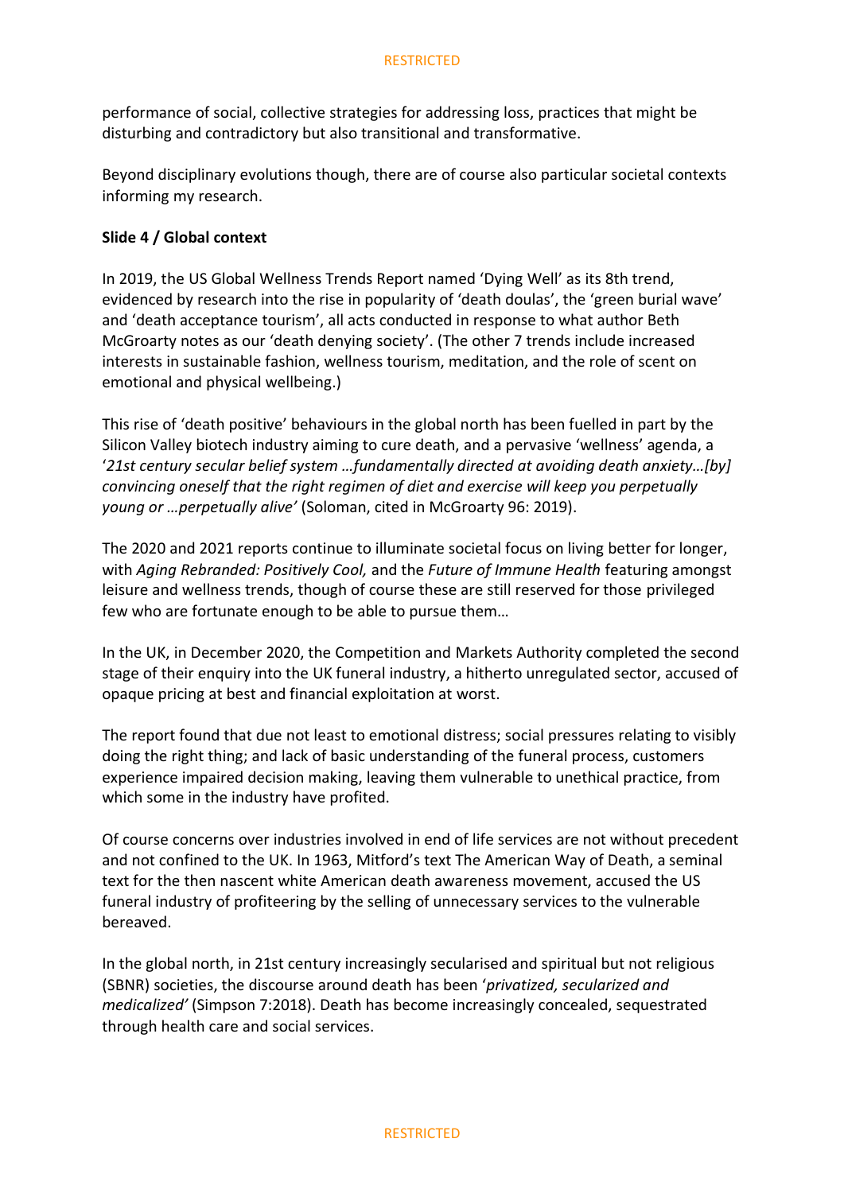performance of social, collective strategies for addressing loss, practices that might be disturbing and contradictory but also transitional and transformative.

Beyond disciplinary evolutions though, there are of course also particular societal contexts informing my research.

**Slide 4 / Global context**

In 2019, the US Global Wellness Trends Report named 'Dying Well' as its 8th trend, evidenced by research into the rise in popularity of 'death doulas', the 'green burial wave' and 'death acceptance tourism', all acts conducted in response to what author Beth McGroarty notes as our 'death denying society'. (The other 7 trends include increased interests in sustainable fashion, wellness tourism, meditation, and the role of scent on emotional and physical wellbeing.)

This rise of 'death positive' behaviours in the global north has been fuelled in part by the Silicon Valley biotech industry aiming to cure death, and a pervasive 'wellness' agenda, a '*21st century secular belief system …fundamentally directed at avoiding death anxiety…[by] convincing oneself that the right regimen of diet and exercise will keep you perpetually young or …perpetually alive'* (Soloman, cited in McGroarty 96: 2019).

The 2020 and 2021 reports continue to illuminate societal focus on living better for longer, with *Aging Rebranded: Positively Cool,* and the *Future of Immune Health* featuring amongst leisure and wellness trends, though of course these are still reserved for those privileged few who are fortunate enough to be able to pursue them…

In the UK, in December 2020, the Competition and Markets Authority completed the second stage of their enquiry into the UK funeral industry, a hitherto unregulated sector, accused of opaque pricing at best and financial exploitation at worst.

The report found that due not least to emotional distress; social pressures relating to visibly doing the right thing; and lack of basic understanding of the funeral process, customers experience impaired decision making, leaving them vulnerable to unethical practice, from which some in the industry have profited.

Of course concerns over industries involved in end of life services are not without precedent and not confined to the UK. In 1963, Mitford's text The American Way of Death, a seminal text for the then nascent white American death awareness movement, accused the US funeral industry of profiteering by the selling of unnecessary services to the vulnerable bereaved.

In the global north, in 21st century increasingly secularised and spiritual but not religious (SBNR) societies, the discourse around death has been '*privatized, secularized and medicalized'* (Simpson 7:2018). Death has become increasingly concealed, sequestrated through health care and social services.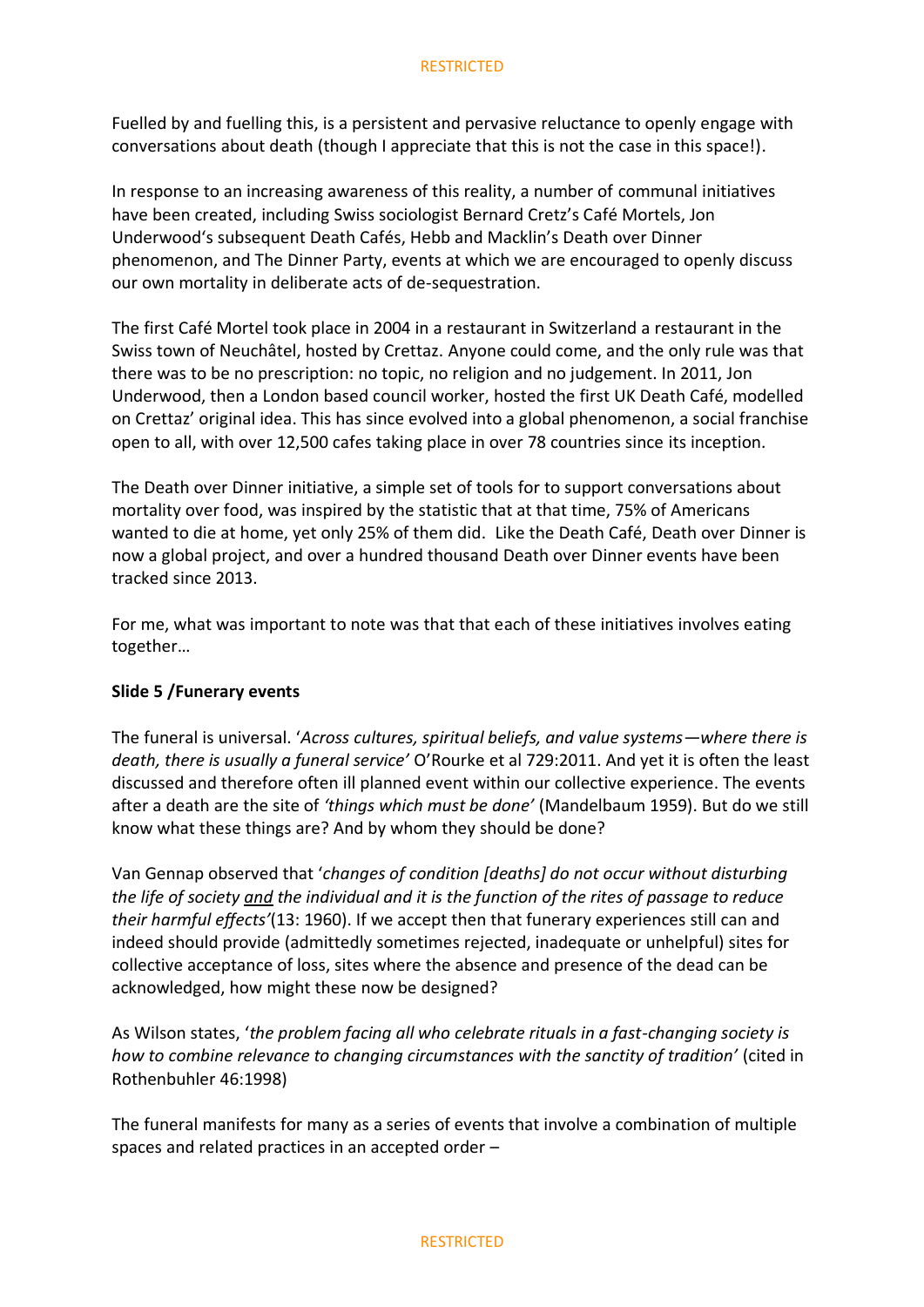Fuelled by and fuelling this, is a persistent and pervasive reluctance to openly engage with conversations about death (though I appreciate that this is not the case in this space!).

In response to an increasing awareness of this reality, a number of communal initiatives have been created, including Swiss sociologist Bernard Cretz's Café Mortels, Jon Underwood's subsequent Death Cafés, Hebb and Macklin's Death over Dinner phenomenon, and The Dinner Party, events at which we are encouraged to openly discuss our own mortality in deliberate acts of de-sequestration.

The first Café Mortel took place in 2004 in a restaurant in Switzerland a restaurant in the Swiss town of Neuchâtel, hosted by Crettaz. Anyone could come, and the only rule was that there was to be no prescription: no topic, no religion and no judgement. In 2011, Jon Underwood, then a London based council worker, hosted the first UK Death Café, modelled on Crettaz' original idea. This has since evolved into a global phenomenon, a social franchise open to all, with over 12,500 cafes taking place in over 78 countries since its inception.

The Death over Dinner initiative, a simple set of tools for to support conversations about mortality over food, was inspired by the statistic that at that time, 75% of Americans wanted to die at home, yet only 25% of them did. Like the Death Café, Death over Dinner is now a global project, and over a hundred thousand Death over Dinner events have been tracked since 2013.

For me, what was important to note was that that each of these initiatives involves eating together…

**Slide 5 /Funerary events**

The funeral is universal. '*Across cultures, spiritual beliefs, and value systems—where there is death, there is usually a funeral service*' O'Rourke et al 729:2011. And yet it is often the least discussed and therefore often ill planned event within our collective experience. The events after a death are the site of *'things which must be done'* (Mandelbaum 1959). But do we still know what these things are? And by whom they should be done?

Van Gennap observed that '*changes of condition [deaths] do not occur without disturbing the life of society* <u>*and*</u> *the individual and it is the function of the rites of passage to reduce their harmful effects'*(13: 1960). If we accept then that funerary experiences still can and indeed should provide (admittedly sometimes rejected, inadequate or unhelpful) sites for collective acceptance of loss, sites where the absence and presence of the dead can be acknowledged, how might these now be designed?

As Wilson states, '*the problem facing all who celebrate rituals in a fast-changing society is how to combine relevance to changing circumstances with the sanctity of tradition'* (cited in Rothenbuhler 46:1998)

The funeral manifests for many as a series of events that involve a combination of multiple spaces and related practices in an accepted order –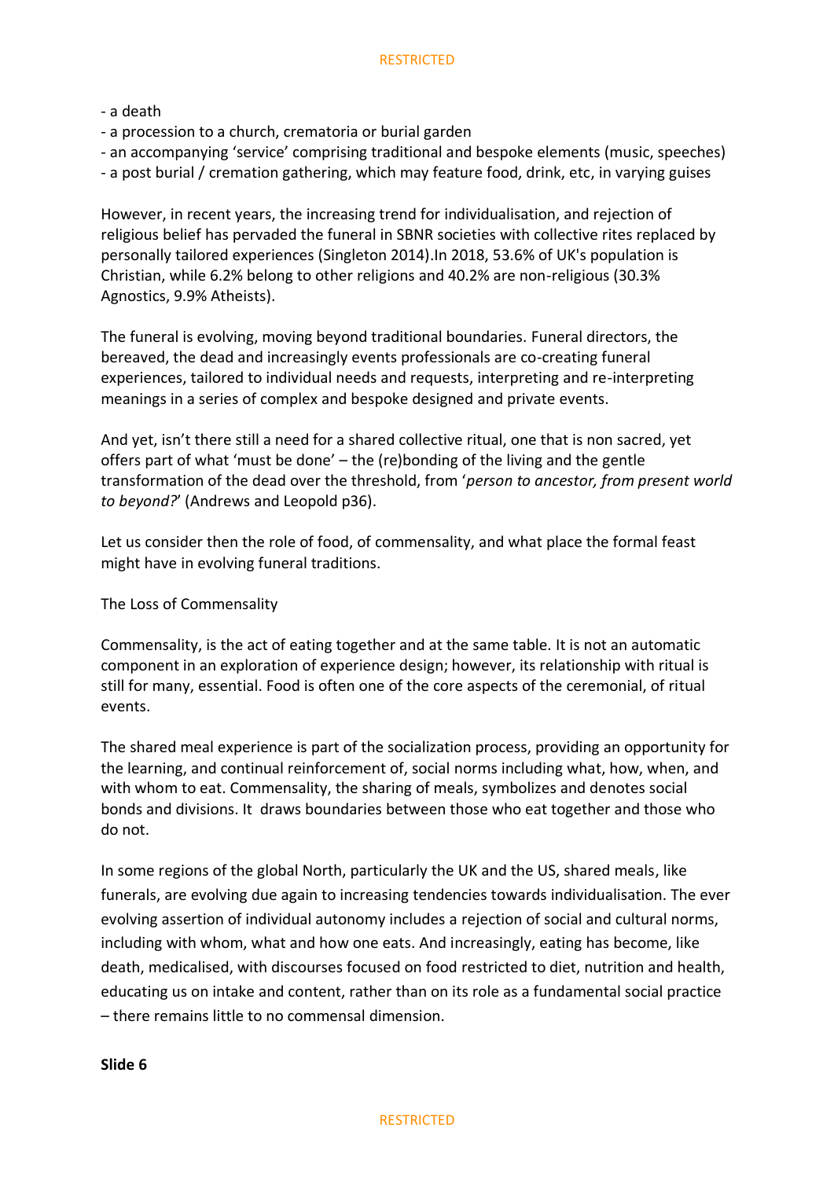- a death
- a procession to a church, crematoria or burial garden
- an accompanying 'service' comprising traditional and bespoke elements (music, speeches)
- a post burial / cremation gathering, which may feature food, drink, etc, in varying guises

However, in recent years, the increasing trend for individualisation, and rejection of religious belief has pervaded the funeral in SBNR societies with collective rites replaced by personally tailored experiences (Singleton 2014).In 2018, 53.6% of UK's population is Christian, while 6.2% belong to other religions and 40.2% are non-religious (30.3% Agnostics, 9.9% Atheists).

The funeral is evolving, moving beyond traditional boundaries. Funeral directors, the bereaved, the dead and increasingly events professionals are co-creating funeral experiences, tailored to individual needs and requests, interpreting and re-interpreting meanings in a series of complex and bespoke designed and private events.

And yet, isn't there still a need for a shared collective ritual, one that is non sacred, yet offers part of what 'must be done' – the (re)bonding of the living and the gentle transformation of the dead over the threshold, from '*person to ancestor, from present world to beyond?*' (Andrews and Leopold p36).

Let us consider then the role of food, of commensality, and what place the formal feast might have in evolving funeral traditions.

The Loss of Commensality

Commensality, is the act of eating together and at the same table. It is not an automatic component in an exploration of experience design; however, its relationship with ritual is still for many, essential. Food is often one of the core aspects of the ceremonial, of ritual events.

The shared meal experience is part of the socialization process, providing an opportunity for the learning, and continual reinforcement of, social norms including what, how, when, and with whom to eat. Commensality, the sharing of meals, symbolizes and denotes social bonds and divisions. It draws boundaries between those who eat together and those who do not.

In some regions of the global North, particularly the UK and the US, shared meals, like funerals, are evolving due again to increasing tendencies towards individualisation. The ever evolving assertion of individual autonomy includes a rejection of social and cultural norms, including with whom, what and how one eats. And increasingly, eating has become, like death, medicalised, with discourses focused on food restricted to diet, nutrition and health, educating us on intake and content, rather than on its role as a fundamental social practice – there remains little to no commensal dimension.

**Slide 6**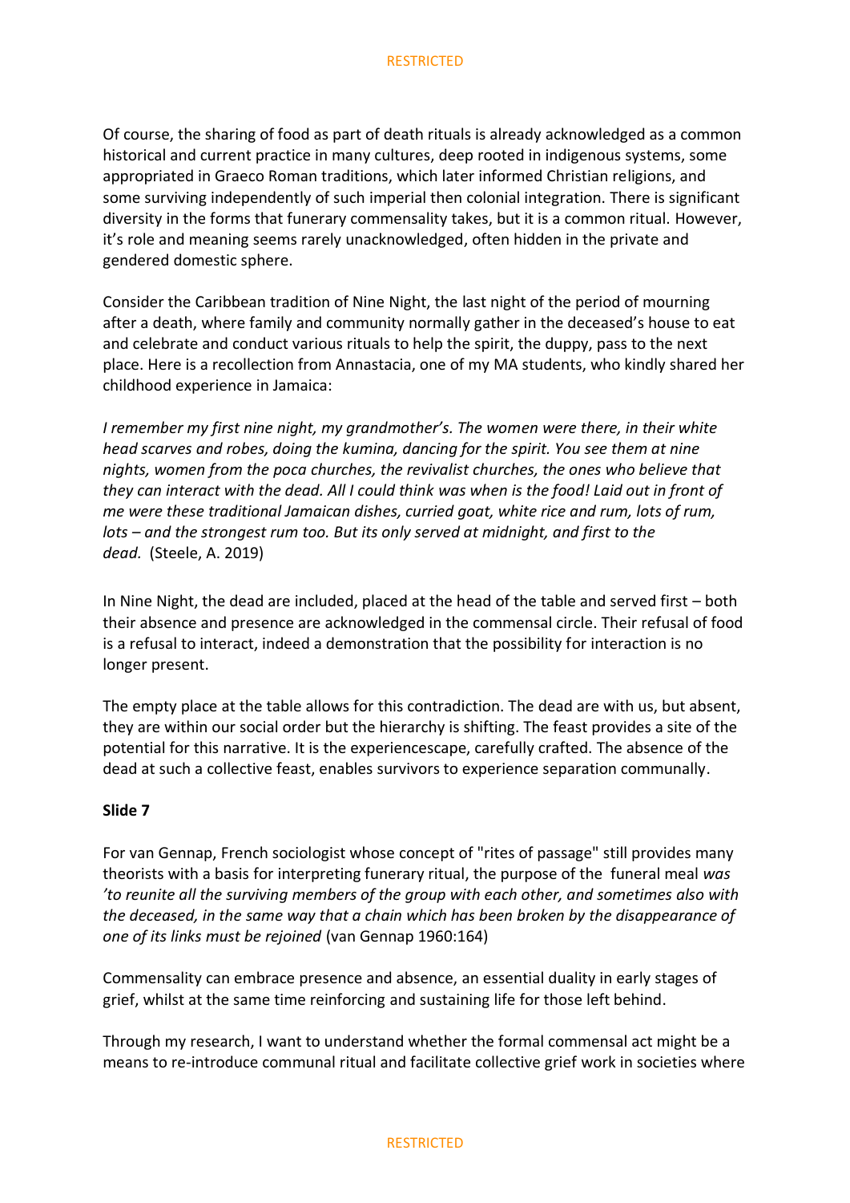Of course, the sharing of food as part of death rituals is already acknowledged as a common historical and current practice in many cultures, deep rooted in indigenous systems, some appropriated in Graeco Roman traditions, which later informed Christian religions, and some surviving independently of such imperial then colonial integration. There is significant diversity in the forms that funerary commensality takes, but it is a common ritual. However, it's role and meaning seems rarely unacknowledged, often hidden in the private and gendered domestic sphere.

Consider the Caribbean tradition of Nine Night, the last night of the period of mourning after a death, where family and community normally gather in the deceased's house to eat and celebrate and conduct various rituals to help the spirit, the duppy, pass to the next place. Here is a recollection from Annastacia, one of my MA students, who kindly shared her childhood experience in Jamaica:

*I remember my first nine night, my grandmother's. The women were there, in their white head scarves and robes, doing the kumina, dancing for the spirit. You see them at nine nights, women from the poca churches, the revivalist churches, the ones who believe that they can interact with the dead. All I could think was when is the food! Laid out in front of me were these traditional Jamaican dishes, curried goat, white rice and rum, lots of rum, lots – and the strongest rum too. But its only served at midnight, and first to the dead.* (Steele, A. 2019)

In Nine Night, the dead are included, placed at the head of the table and served first – both their absence and presence are acknowledged in the commensal circle. Their refusal of food is a refusal to interact, indeed a demonstration that the possibility for interaction is no longer present.

The empty place at the table allows for this contradiction. The dead are with us, but absent, they are within our social order but the hierarchy is shifting. The feast provides a site of the potential for this narrative. It is the experiencescape, carefully crafted. The absence of the dead at such a collective feast, enables survivors to experience separation communally.

**Slide 7**

For van Gennap, French sociologist whose concept of "rites of passage" still provides many theorists with a basis for interpreting funerary ritual, the purpose of the funeral meal *was 'to reunite all the surviving members of the group with each other, and sometimes also with the deceased, in the same way that a chain which has been broken by the disappearance of one of its links must be rejoined* (van Gennap 1960:164)

Commensality can embrace presence and absence, an essential duality in early stages of grief, whilst at the same time reinforcing and sustaining life for those left behind.

Through my research, I want to understand whether the formal commensal act might be a means to re-introduce communal ritual and facilitate collective grief work in societies where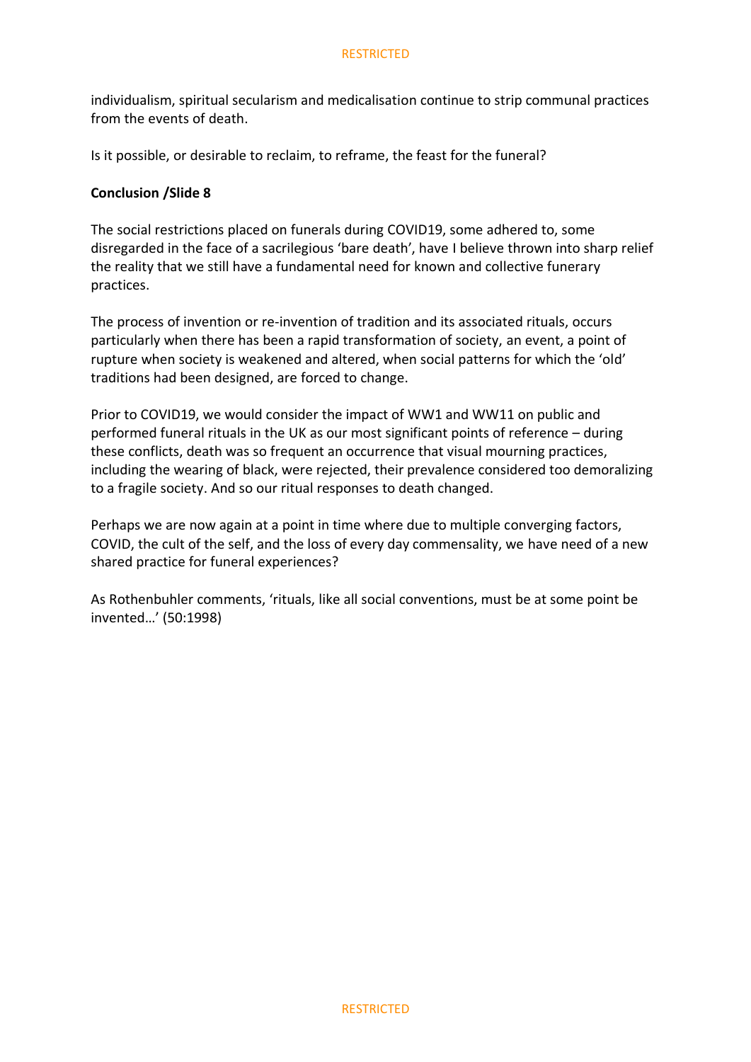individualism, spiritual secularism and medicalisation continue to strip communal practices from the events of death.

Is it possible, or desirable to reclaim, to reframe, the feast for the funeral?

**Conclusion /Slide 8**

The social restrictions placed on funerals during COVID19, some adhered to, some disregarded in the face of a sacrilegious 'bare death', have I believe thrown into sharp relief the reality that we still have a fundamental need for known and collective funerary practices.

The process of invention or re-invention of tradition and its associated rituals, occurs particularly when there has been a rapid transformation of society, an event, a point of rupture when society is weakened and altered, when social patterns for which the 'old' traditions had been designed, are forced to change.

Prior to COVID19, we would consider the impact of WW1 and WW11 on public and performed funeral rituals in the UK as our most significant points of reference – during these conflicts, death was so frequent an occurrence that visual mourning practices, including the wearing of black, were rejected, their prevalence considered too demoralizing to a fragile society. And so our ritual responses to death changed.

Perhaps we are now again at a point in time where due to multiple converging factors, COVID, the cult of the self, and the loss of every day commensality, we have need of a new shared practice for funeral experiences?

As Rothenbuhler comments, 'rituals, like all social conventions, must be at some point be invented…' (50:1998)